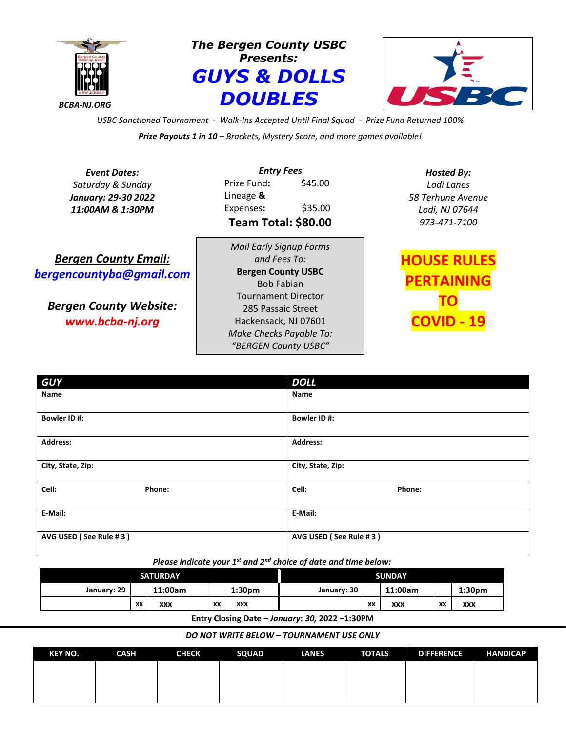BCBA-NJ.ORG

***The Bergen County USBC Presents:***

# *GUYS & DOLLS DOUBLES*

*USBC Sanctioned Tournament - Walk-Ins Accepted Until Final Squad - Prize Fund Returned 100%*

***Prize Payouts 1 in 10** – Brackets, Mystery Score, and more games available!*

***Event Dates:***
*Saturday & Sunday*
***January: 29-30 2022***
***11:00AM & 1:30PM***

***Entry Fees***

| | |
|---|---|
| Prize Fund: | $45.00 |
| Lineage & Expenses: | $35.00 |

**Team Total: $80.00**

***Hosted By:***
*Lodi Lanes*
*58 Terhune Avenue*
*Lodi, NJ 07644*
*973-471-7100*

***Bergen County Email:***
***bergencountyba@gmail.com***

***Bergen County Website:***
***www.bcba-nj.org***

*Mail Early Signup Forms and Fees To:*
**Bergen County USBC**
Bob Fabian
Tournament Director
285 Passaic Street
Hackensack, NJ 07601
*Make Checks Payable To:*
*"BERGEN County USBC"*

**HOUSE RULES PERTAINING TO COVID - 19**

| *GUY* | | *DOLL* | |
|---|---|---|---|
| **Name** | | **Name** | |
| **Bowler ID #:** | | **Bowler ID #:** | |
| **Address:** | | **Address:** | |
| **City, State, Zip:** | | **City, State, Zip:** | |
| **Cell:** | **Phone:** | **Cell:** | **Phone:** |
| **E-Mail:** | | **E-Mail:** | |
| **AVG USED ( See Rule # 3 )** | | **AVG USED ( See Rule # 3 )** | |

***Please indicate your 1st and 2nd choice of date and time below:***

| SATURDAY | | | | | SUNDAY | | | | |
|---|---|---|---|---|---|---|---|---|---|
| January: 29 | | 11:00am | | 1:30pm | January: 30 | | 11:00am | | 1:30pm |
| | xx | xxx | xx | xxx | | xx | xxx | xx | xxx |

**Entry Closing Date – *January: 30,* 2022 –1:30PM**

***DO NOT WRITE BELOW – TOURNAMENT USE ONLY***

| KEY NO. | CASH | CHECK | SQUAD | LANES | TOTALS | DIFFERENCE | HANDICAP |
|---|---|---|---|---|---|---|---|
| | | | | | | | |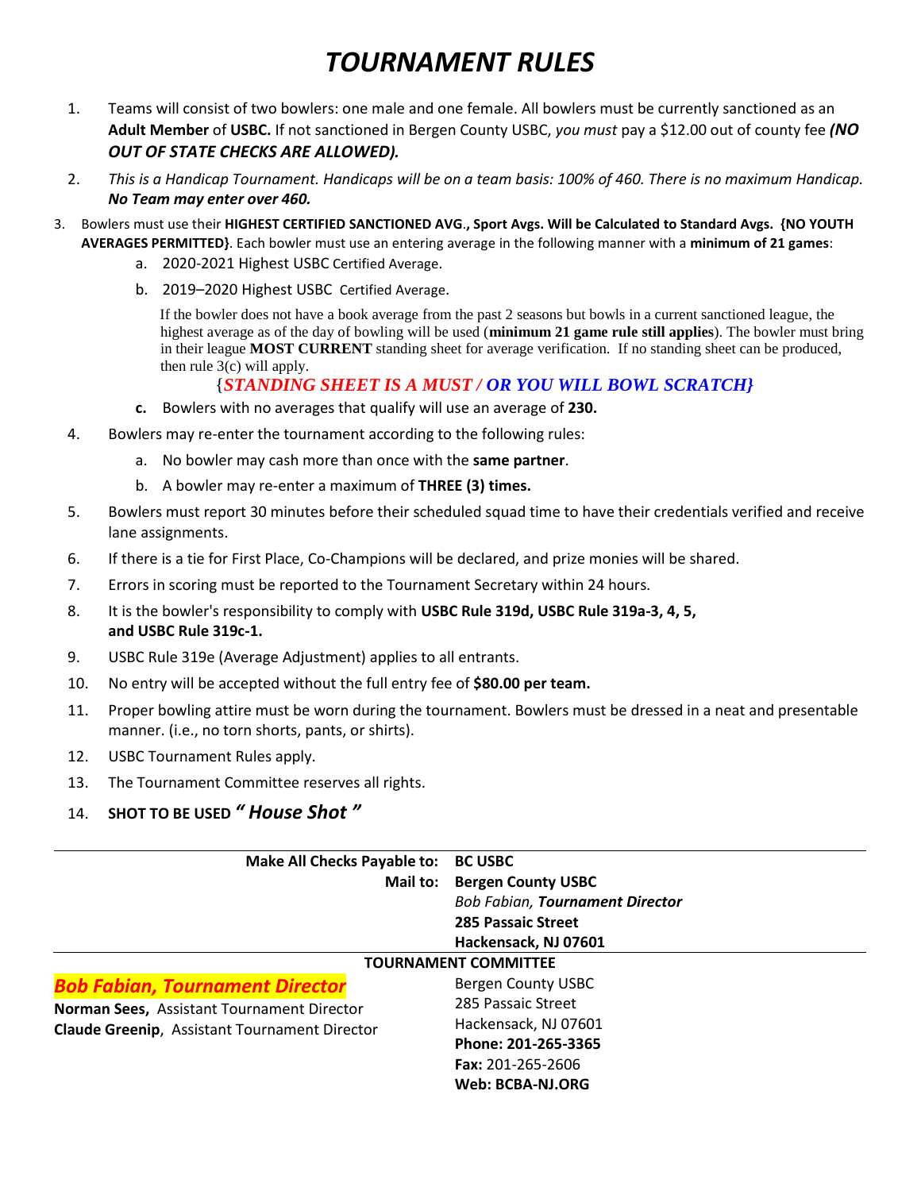# *TOURNAMENT RULES*

1. Teams will consist of two bowlers: one male and one female. All bowlers must be currently sanctioned as an **Adult Member** of **USBC.** If not sanctioned in Bergen County USBC, *you must* pay a $12.00 out of county fee ***(NO OUT OF STATE CHECKS ARE ALLOWED).***
2. *This is a Handicap Tournament. Handicaps will be on a team basis: 100% of 460. There is no maximum Handicap.* ***No Team may enter over 460.***
3. Bowlers must use their **HIGHEST CERTIFIED SANCTIONED AVG**.**, Sport Avgs. Will be Calculated to Standard Avgs. {NO YOUTH AVERAGES PERMITTED}**. Each bowler must use an entering average in the following manner with a **minimum of 21 games**:
   a. 2020-2021 Highest USBC Certified Average.
   b. 2019–2020 Highest USBC Certified Average.

      If the bowler does not have a book average from the past 2 seasons but bowls in a current sanctioned league, the highest average as of the day of bowling will be used (**minimum 21 game rule still applies**). The bowler must bring in their league **MOST CURRENT** standing sheet for average verification. If no standing sheet can be produced, then rule 3(c) will apply.

      {***STANDING SHEET IS A MUST / OR YOU WILL BOWL SCRATCH}***

   **c.** Bowlers with no averages that qualify will use an average of **230.**
4. Bowlers may re-enter the tournament according to the following rules:
   a. No bowler may cash more than once with the **same partner**.
   b. A bowler may re-enter a maximum of **THREE (3) times.**
5. Bowlers must report 30 minutes before their scheduled squad time to have their credentials verified and receive lane assignments.
6. If there is a tie for First Place, Co-Champions will be declared, and prize monies will be shared.
7. Errors in scoring must be reported to the Tournament Secretary within 24 hours.
8. It is the bowler's responsibility to comply with **USBC Rule 319d, USBC Rule 319a-3, 4, 5, and USBC Rule 319c-1.**
9. USBC Rule 319e (Average Adjustment) applies to all entrants.
10. No entry will be accepted without the full entry fee of **$80.00 per team.**
11. Proper bowling attire must be worn during the tournament. Bowlers must be dressed in a neat and presentable manner. (i.e., no torn shorts, pants, or shirts).
12. USBC Tournament Rules apply.
13. The Tournament Committee reserves all rights.
14. **SHOT TO BE USED *" House Shot "***

---

**Make All Checks Payable to:** **BC USBC**

**Mail to:** **Bergen County USBC**
*Bob Fabian, **Tournament Director***
**285 Passaic Street**
**Hackensack, NJ 07601**

---

**TOURNAMENT COMMITTEE**

***Bob Fabian, Tournament Director***
**Norman Sees,** Assistant Tournament Director
**Claude Greenip**, Assistant Tournament Director

Bergen County USBC
285 Passaic Street
Hackensack, NJ 07601
**Phone: 201-265-3365**
**Fax:** 201-265-2606
**Web: BCBA-NJ.ORG**